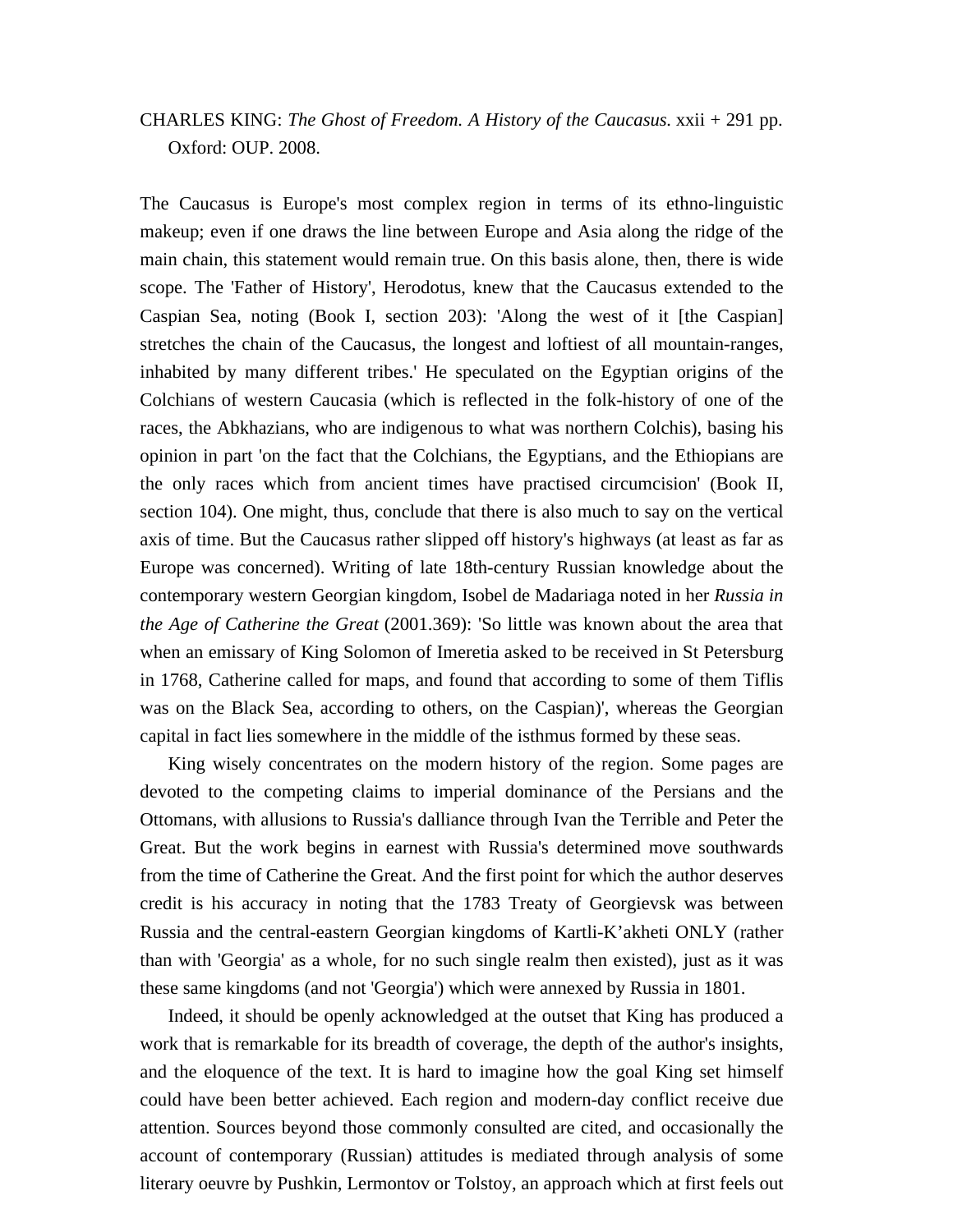CHARLES KING: *The Ghost of Freedom. A History of the Caucasus*. xxii + 291 pp. Oxford: OUP. 2008.

The Caucasus is Europe's most complex region in terms of its ethno-linguistic makeup; even if one draws the line between Europe and Asia along the ridge of the main chain, this statement would remain true. On this basis alone, then, there is wide scope. The 'Father of History', Herodotus, knew that the Caucasus extended to the Caspian Sea, noting (Book I, section 203): 'Along the west of it [the Caspian] stretches the chain of the Caucasus, the longest and loftiest of all mountain-ranges, inhabited by many different tribes.' He speculated on the Egyptian origins of the Colchians of western Caucasia (which is reflected in the folk-history of one of the races, the Abkhazians, who are indigenous to what was northern Colchis), basing his opinion in part 'on the fact that the Colchians, the Egyptians, and the Ethiopians are the only races which from ancient times have practised circumcision' (Book II, section 104). One might, thus, conclude that there is also much to say on the vertical axis of time. But the Caucasus rather slipped off history's highways (at least as far as Europe was concerned). Writing of late 18th-century Russian knowledge about the contemporary western Georgian kingdom, Isobel de Madariaga noted in her *Russia in the Age of Catherine the Great* (2001.369): 'So little was known about the area that when an emissary of King Solomon of Imeretia asked to be received in St Petersburg in 1768, Catherine called for maps, and found that according to some of them Tiflis was on the Black Sea, according to others, on the Caspian)', whereas the Georgian capital in fact lies somewhere in the middle of the isthmus formed by these seas.

King wisely concentrates on the modern history of the region. Some pages are devoted to the competing claims to imperial dominance of the Persians and the Ottomans, with allusions to Russia's dalliance through Ivan the Terrible and Peter the Great. But the work begins in earnest with Russia's determined move southwards from the time of Catherine the Great. And the first point for which the author deserves credit is his accuracy in noting that the 1783 Treaty of Georgievsk was between Russia and the central-eastern Georgian kingdoms of Kartli-K'akheti ONLY (rather than with 'Georgia' as a whole, for no such single realm then existed), just as it was these same kingdoms (and not 'Georgia') which were annexed by Russia in 1801.

Indeed, it should be openly acknowledged at the outset that King has produced a work that is remarkable for its breadth of coverage, the depth of the author's insights, and the eloquence of the text. It is hard to imagine how the goal King set himself could have been better achieved. Each region and modern-day conflict receive due attention. Sources beyond those commonly consulted are cited, and occasionally the account of contemporary (Russian) attitudes is mediated through analysis of some literary oeuvre by Pushkin, Lermontov or Tolstoy, an approach which at first feels out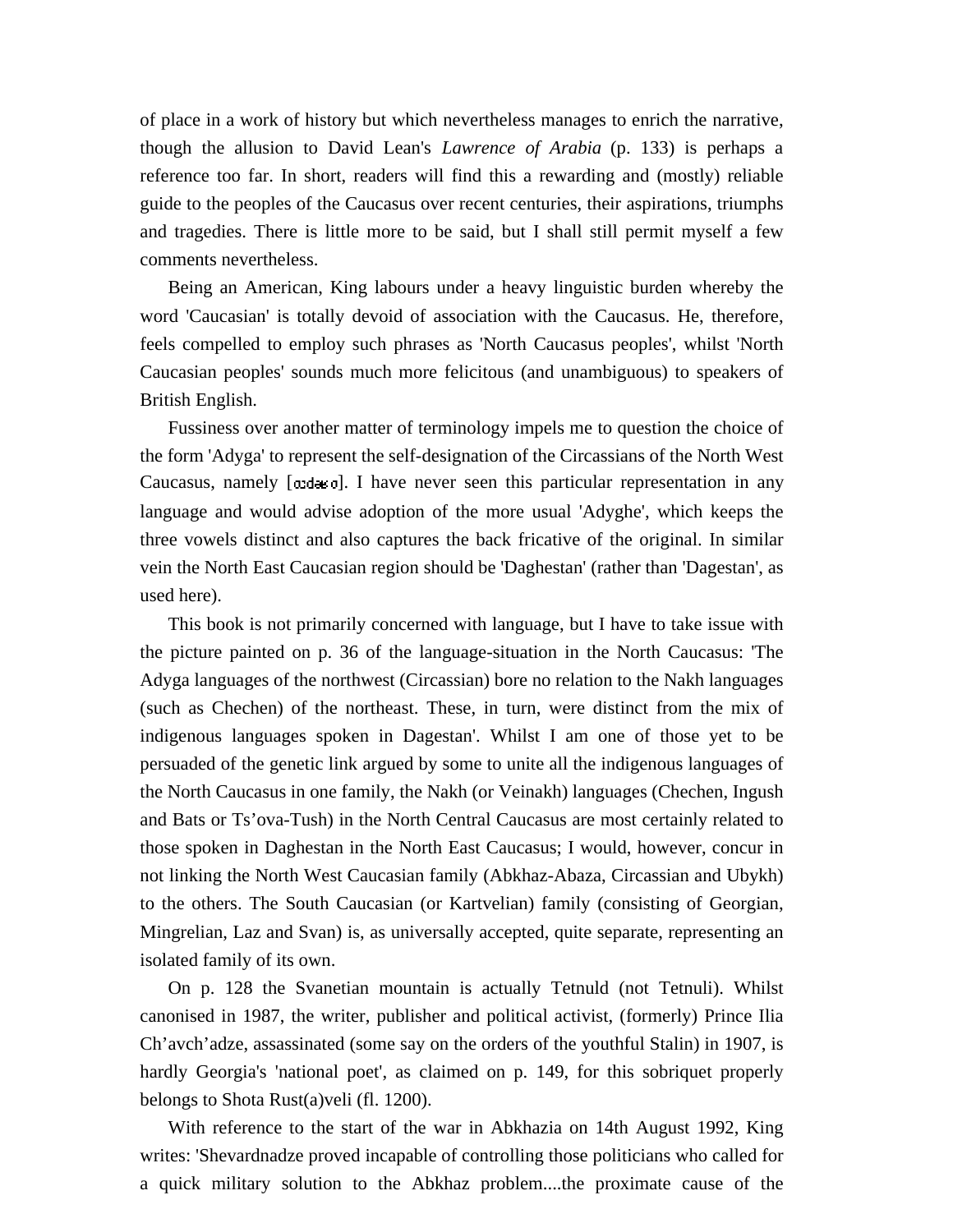of place in a work of history but which nevertheless manages to enrich the narrative, though the allusion to David Lean's *Lawrence of Arabia* (p. 133) is perhaps a reference too far. In short, readers will find this a rewarding and (mostly) reliable guide to the peoples of the Caucasus over recent centuries, their aspirations, triumphs and tragedies. There is little more to be said, but I shall still permit myself a few comments nevertheless.

Being an American, King labours under a heavy linguistic burden whereby the word 'Caucasian' is totally devoid of association with the Caucasus. He, therefore, feels compelled to employ such phrases as 'North Caucasus peoples', whilst 'North Caucasian peoples' sounds much more felicitous (and unambiguous) to speakers of British English.

Fussiness over another matter of terminology impels me to question the choice of the form 'Adyga' to represent the self-designation of the Circassians of the North West Caucasus, namely [ɑːdəʁə]. I have never seen this particular representation in any language and would advise adoption of the more usual 'Adyghe', which keeps the three vowels distinct and also captures the back fricative of the original. In similar vein the North East Caucasian region should be 'Daghestan' (rather than 'Dagestan', as used here).

This book is not primarily concerned with language, but I have to take issue with the picture painted on p. 36 of the language-situation in the North Caucasus: 'The Adyga languages of the northwest (Circassian) bore no relation to the Nakh languages (such as Chechen) of the northeast. These, in turn, were distinct from the mix of indigenous languages spoken in Dagestan'. Whilst I am one of those yet to be persuaded of the genetic link argued by some to unite all the indigenous languages of the North Caucasus in one family, the Nakh (or Veinakh) languages (Chechen, Ingush and Bats or Ts'ova-Tush) in the North Central Caucasus are most certainly related to those spoken in Daghestan in the North East Caucasus; I would, however, concur in not linking the North West Caucasian family (Abkhaz-Abaza, Circassian and Ubykh) to the others. The South Caucasian (or Kartvelian) family (consisting of Georgian, Mingrelian, Laz and Svan) is, as universally accepted, quite separate, representing an isolated family of its own.

On p. 128 the Svanetian mountain is actually Tetnuld (not Tetnuli). Whilst canonised in 1987, the writer, publisher and political activist, (formerly) Prince Ilia Ch'avch'adze, assassinated (some say on the orders of the youthful Stalin) in 1907, is hardly Georgia's 'national poet', as claimed on p. 149, for this sobriquet properly belongs to Shota Rust(a)veli (fl. 1200).

With reference to the start of the war in Abkhazia on 14th August 1992, King writes: 'Shevardnadze proved incapable of controlling those politicians who called for a quick military solution to the Abkhaz problem....the proximate cause of the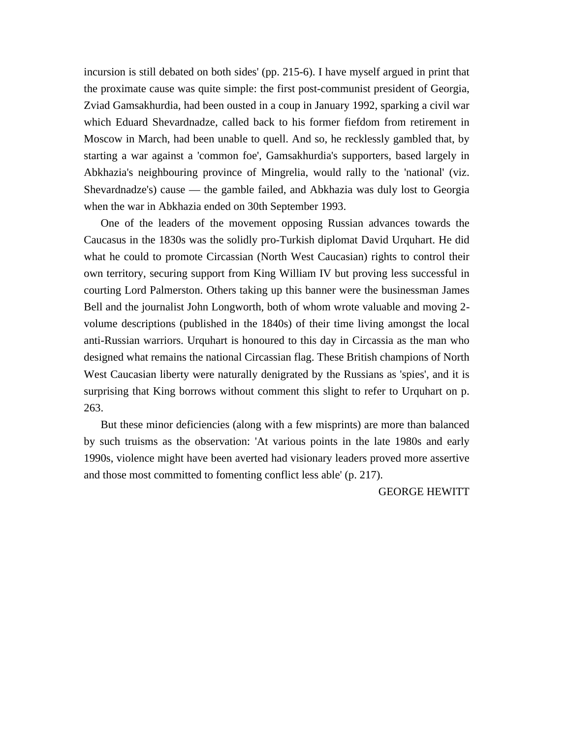incursion is still debated on both sides' (pp. 215-6). I have myself argued in print that the proximate cause was quite simple: the first post-communist president of Georgia, Zviad Gamsakhurdia, had been ousted in a coup in January 1992, sparking a civil war which Eduard Shevardnadze, called back to his former fiefdom from retirement in Moscow in March, had been unable to quell. And so, he recklessly gambled that, by starting a war against a 'common foe', Gamsakhurdia's supporters, based largely in Abkhazia's neighbouring province of Mingrelia, would rally to the 'national' (viz. Shevardnadze's) cause — the gamble failed, and Abkhazia was duly lost to Georgia when the war in Abkhazia ended on 30th September 1993.

One of the leaders of the movement opposing Russian advances towards the Caucasus in the 1830s was the solidly pro-Turkish diplomat David Urquhart. He did what he could to promote Circassian (North West Caucasian) rights to control their own territory, securing support from King William IV but proving less successful in courting Lord Palmerston. Others taking up this banner were the businessman James Bell and the journalist John Longworth, both of whom wrote valuable and moving 2-volume descriptions (published in the 1840s) of their time living amongst the local anti-Russian warriors. Urquhart is honoured to this day in Circassia as the man who designed what remains the national Circassian flag. These British champions of North West Caucasian liberty were naturally denigrated by the Russians as 'spies', and it is surprising that King borrows without comment this slight to refer to Urquhart on p. 263.

But these minor deficiencies (along with a few misprints) are more than balanced by such truisms as the observation: 'At various points in the late 1980s and early 1990s, violence might have been averted had visionary leaders proved more assertive and those most committed to fomenting conflict less able' (p. 217).

GEORGE HEWITT